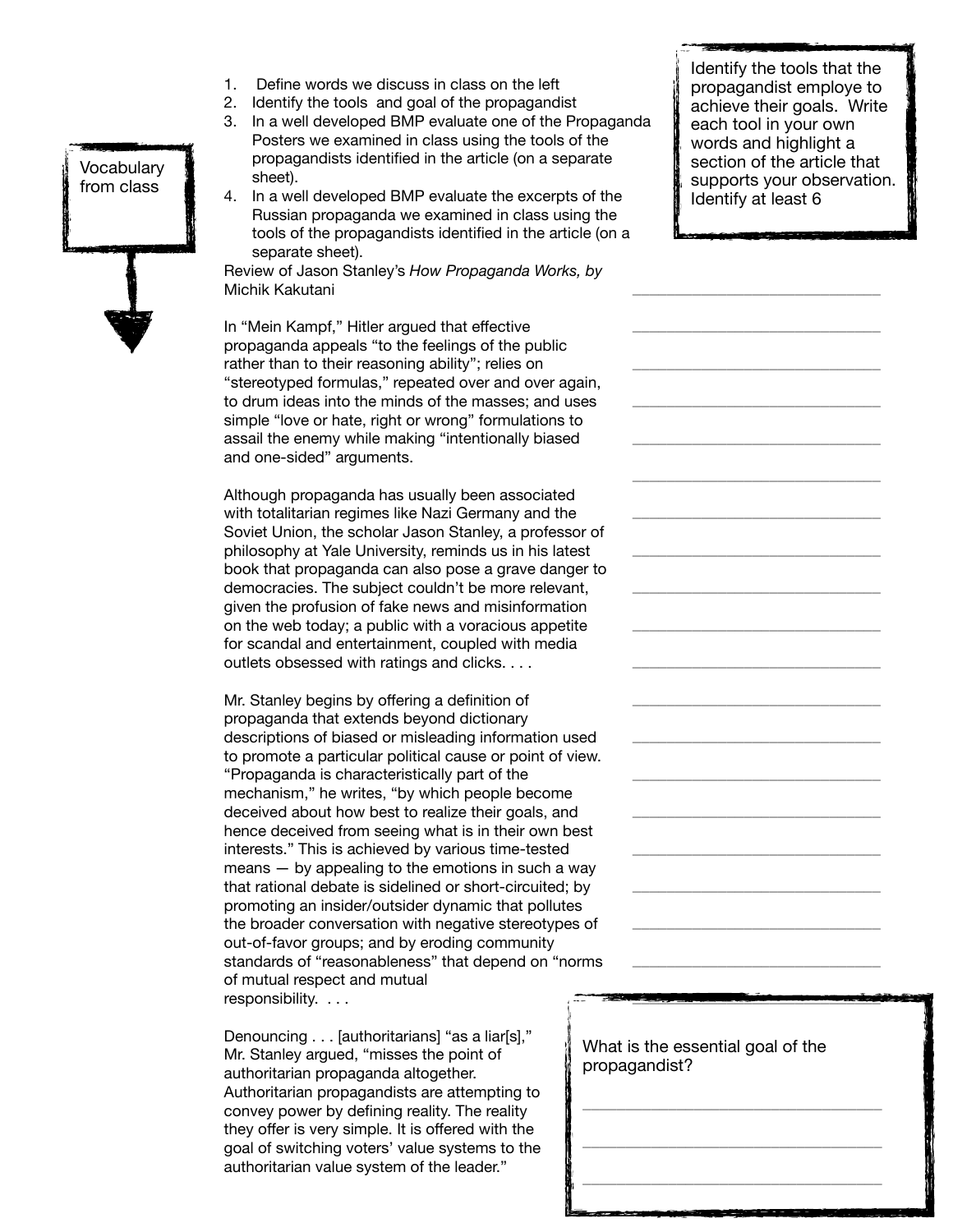Vocabulary from class

1. Define words we discuss in class on the left
2. Identify the tools and goal of the propagandist
3. In a well developed BMP evaluate one of the Propaganda Posters we examined in class using the tools of the propagandists identified in the article (on a separate sheet).
4. In a well developed BMP evaluate the excerpts of the Russian propaganda we examined in class using the tools of the propagandists identified in the article (on a separate sheet).

Identify the tools that the propagandist employe to achieve their goals. Write each tool in your own words and highlight a section of the article that supports your observation. Identify at least 6

Review of Jason Stanley's *How Propaganda Works, by* Michik Kakutani

In "Mein Kampf," Hitler argued that effective propaganda appeals "to the feelings of the public rather than to their reasoning ability"; relies on "stereotyped formulas," repeated over and over again, to drum ideas into the minds of the masses; and uses simple "love or hate, right or wrong" formulations to assail the enemy while making "intentionally biased and one-sided" arguments.

Although propaganda has usually been associated with totalitarian regimes like Nazi Germany and the Soviet Union, the scholar Jason Stanley, a professor of philosophy at Yale University, reminds us in his latest book that propaganda can also pose a grave danger to democracies. The subject couldn't be more relevant, given the profusion of fake news and misinformation on the web today; a public with a voracious appetite for scandal and entertainment, coupled with media outlets obsessed with ratings and clicks. . . .

Mr. Stanley begins by offering a definition of propaganda that extends beyond dictionary descriptions of biased or misleading information used to promote a particular political cause or point of view. "Propaganda is characteristically part of the mechanism," he writes, "by which people become deceived about how best to realize their goals, and hence deceived from seeing what is in their own best interests." This is achieved by various time-tested means — by appealing to the emotions in such a way that rational debate is sidelined or short-circuited; by promoting an insider/outsider dynamic that pollutes the broader conversation with negative stereotypes of out-of-favor groups; and by eroding community standards of "reasonableness" that depend on "norms of mutual respect and mutual responsibility. . . .

Denouncing . . . [authoritarians] "as a liar[s]," Mr. Stanley argued, "misses the point of authoritarian propaganda altogether. Authoritarian propagandists are attempting to convey power by defining reality. The reality they offer is very simple. It is offered with the goal of switching voters' value systems to the authoritarian value system of the leader."

What is the essential goal of the propagandist?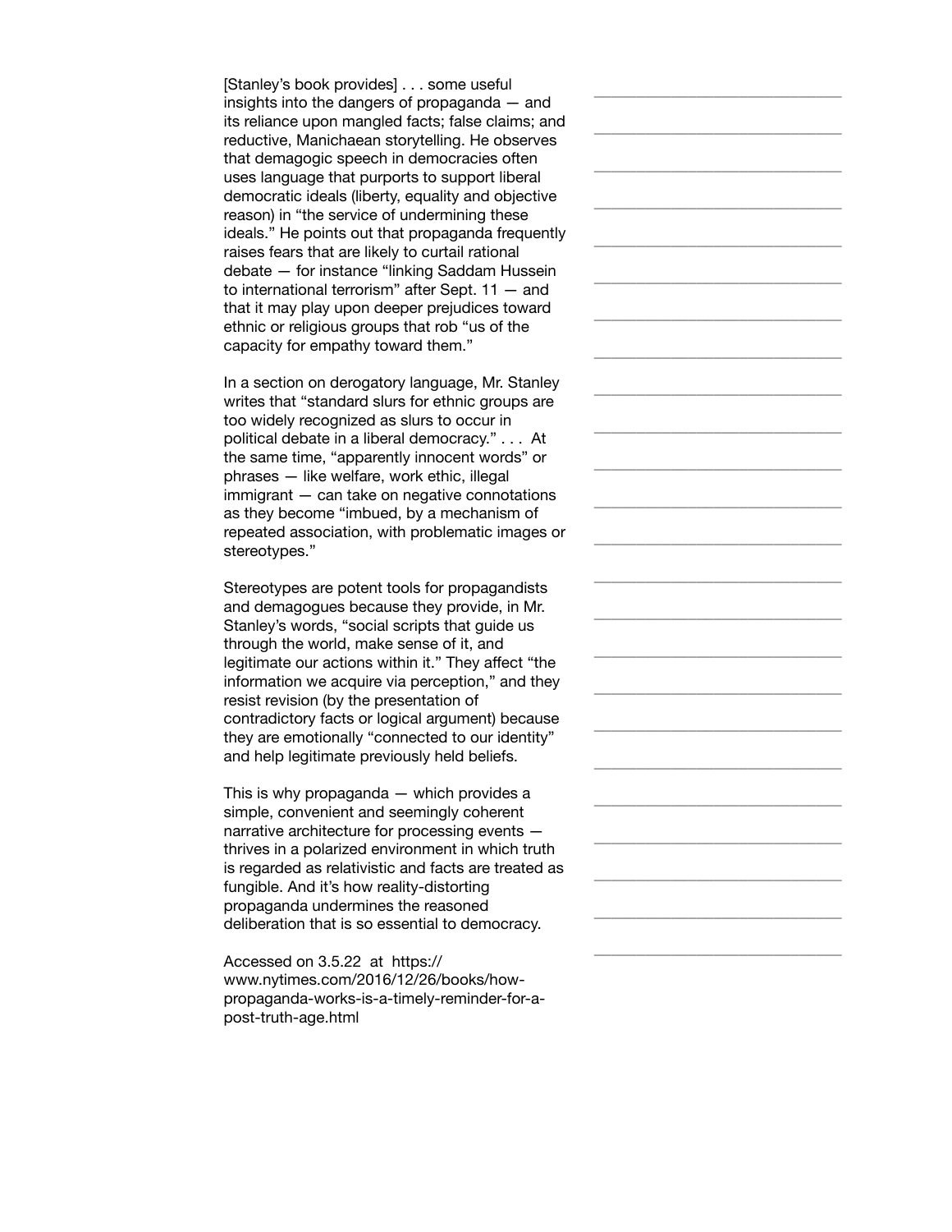[Stanley's book provides] . . . some useful insights into the dangers of propaganda — and its reliance upon mangled facts; false claims; and reductive, Manichaean storytelling. He observes that demagogic speech in democracies often uses language that purports to support liberal democratic ideals (liberty, equality and objective reason) in "the service of undermining these ideals." He points out that propaganda frequently raises fears that are likely to curtail rational debate — for instance "linking Saddam Hussein to international terrorism" after Sept. 11 — and that it may play upon deeper prejudices toward ethnic or religious groups that rob "us of the capacity for empathy toward them."

In a section on derogatory language, Mr. Stanley writes that "standard slurs for ethnic groups are too widely recognized as slurs to occur in political debate in a liberal democracy." . . . At the same time, "apparently innocent words" or phrases — like welfare, work ethic, illegal immigrant — can take on negative connotations as they become "imbued, by a mechanism of repeated association, with problematic images or stereotypes."

Stereotypes are potent tools for propagandists and demagogues because they provide, in Mr. Stanley's words, "social scripts that guide us through the world, make sense of it, and legitimate our actions within it." They affect "the information we acquire via perception," and they resist revision (by the presentation of contradictory facts or logical argument) because they are emotionally "connected to our identity" and help legitimate previously held beliefs.

This is why propaganda — which provides a simple, convenient and seemingly coherent narrative architecture for processing events — thrives in a polarized environment in which truth is regarded as relativistic and facts are treated as fungible. And it's how reality-distorting propaganda undermines the reasoned deliberation that is so essential to democracy.

Accessed on 3.5.22 at https://www.nytimes.com/2016/12/26/books/how-propaganda-works-is-a-timely-reminder-for-a-post-truth-age.html